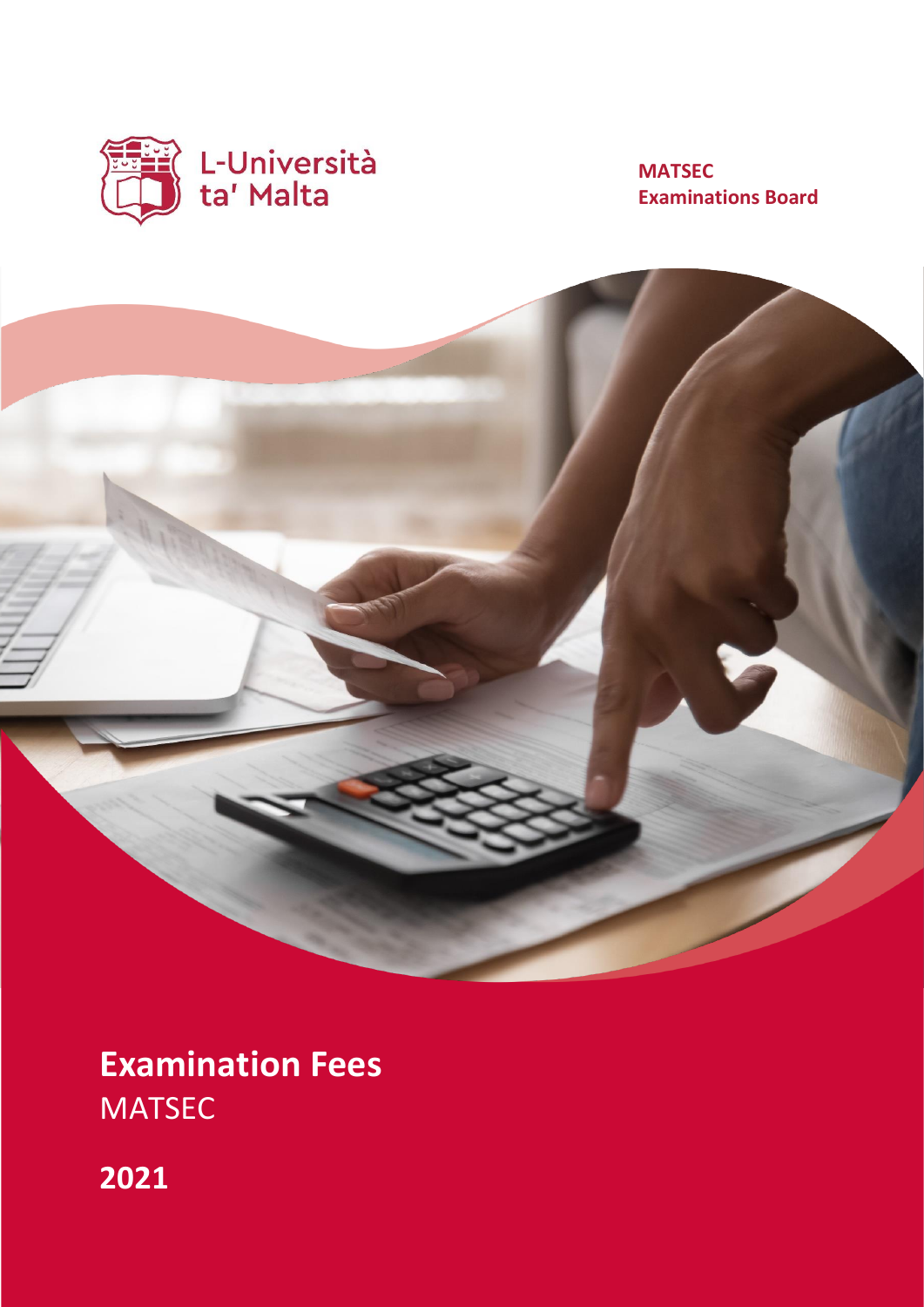L-Università ta' Malta

**MATSEC Examinations Board**

# Examination Fees

MATSEC

**2021**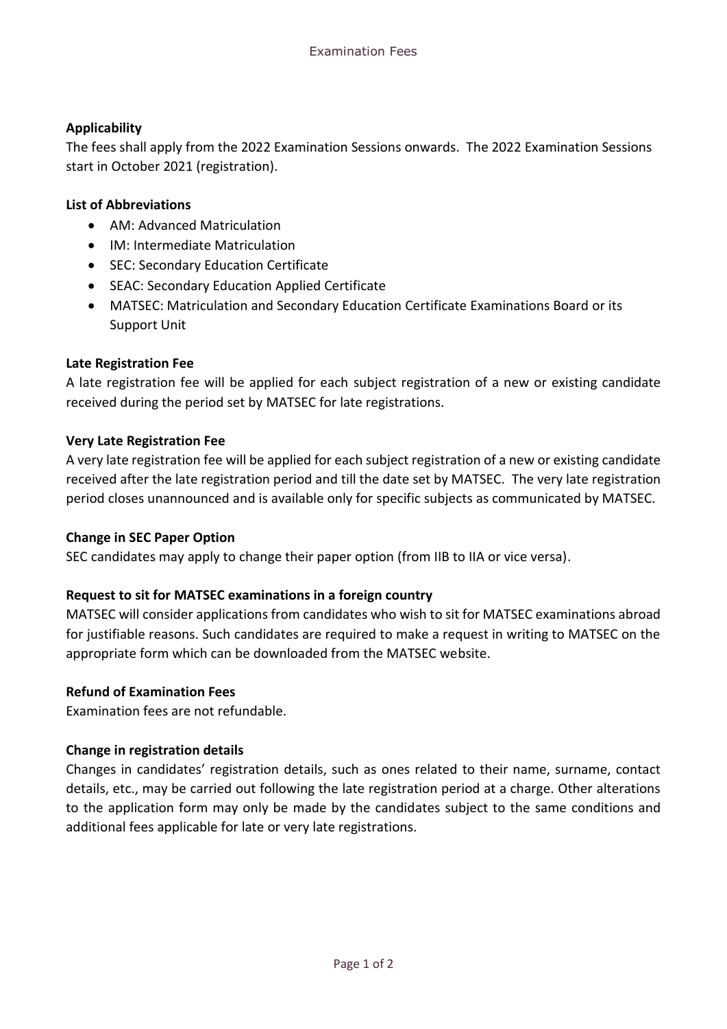## Applicability

The fees shall apply from the 2022 Examination Sessions onwards. The 2022 Examination Sessions start in October 2021 (registration).

## List of Abbreviations

- AM: Advanced Matriculation
- IM: Intermediate Matriculation
- SEC: Secondary Education Certificate
- SEAC: Secondary Education Applied Certificate
- MATSEC: Matriculation and Secondary Education Certificate Examinations Board or its Support Unit

## Late Registration Fee

A late registration fee will be applied for each subject registration of a new or existing candidate received during the period set by MATSEC for late registrations.

## Very Late Registration Fee

A very late registration fee will be applied for each subject registration of a new or existing candidate received after the late registration period and till the date set by MATSEC. The very late registration period closes unannounced and is available only for specific subjects as communicated by MATSEC.

## Change in SEC Paper Option

SEC candidates may apply to change their paper option (from IIB to IIA or vice versa).

## Request to sit for MATSEC examinations in a foreign country

MATSEC will consider applications from candidates who wish to sit for MATSEC examinations abroad for justifiable reasons. Such candidates are required to make a request in writing to MATSEC on the appropriate form which can be downloaded from the MATSEC website.

## Refund of Examination Fees

Examination fees are not refundable.

## Change in registration details

Changes in candidates' registration details, such as ones related to their name, surname, contact details, etc., may be carried out following the late registration period at a charge. Other alterations to the application form may only be made by the candidates subject to the same conditions and additional fees applicable for late or very late registrations.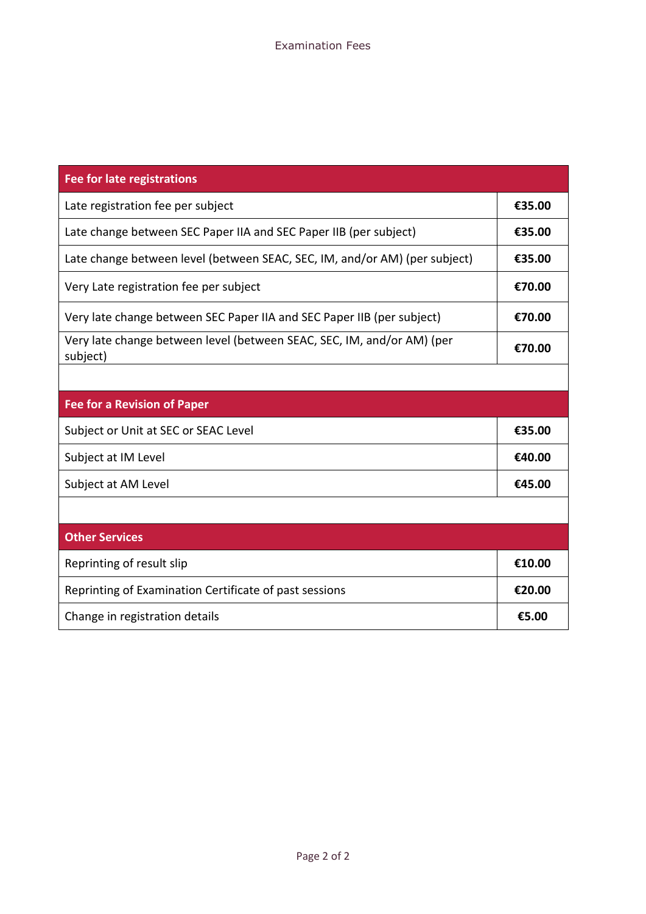| Fee for late registrations | |
|---|---|
| Late registration fee per subject | **€35.00** |
| Late change between SEC Paper IIA and SEC Paper IIB (per subject) | **€35.00** |
| Late change between level (between SEAC, SEC, IM, and/or AM) (per subject) | **€35.00** |
| Very Late registration fee per subject | **€70.00** |
| Very late change between SEC Paper IIA and SEC Paper IIB (per subject) | **€70.00** |
| Very late change between level (between SEAC, SEC, IM, and/or AM) (per subject) | **€70.00** |

| Fee for a Revision of Paper | |
|---|---|
| Subject or Unit at SEC or SEAC Level | **€35.00** |
| Subject at IM Level | **€40.00** |
| Subject at AM Level | **€45.00** |

| Other Services | |
|---|---|
| Reprinting of result slip | **€10.00** |
| Reprinting of Examination Certificate of past sessions | **€20.00** |
| Change in registration details | **€5.00** |